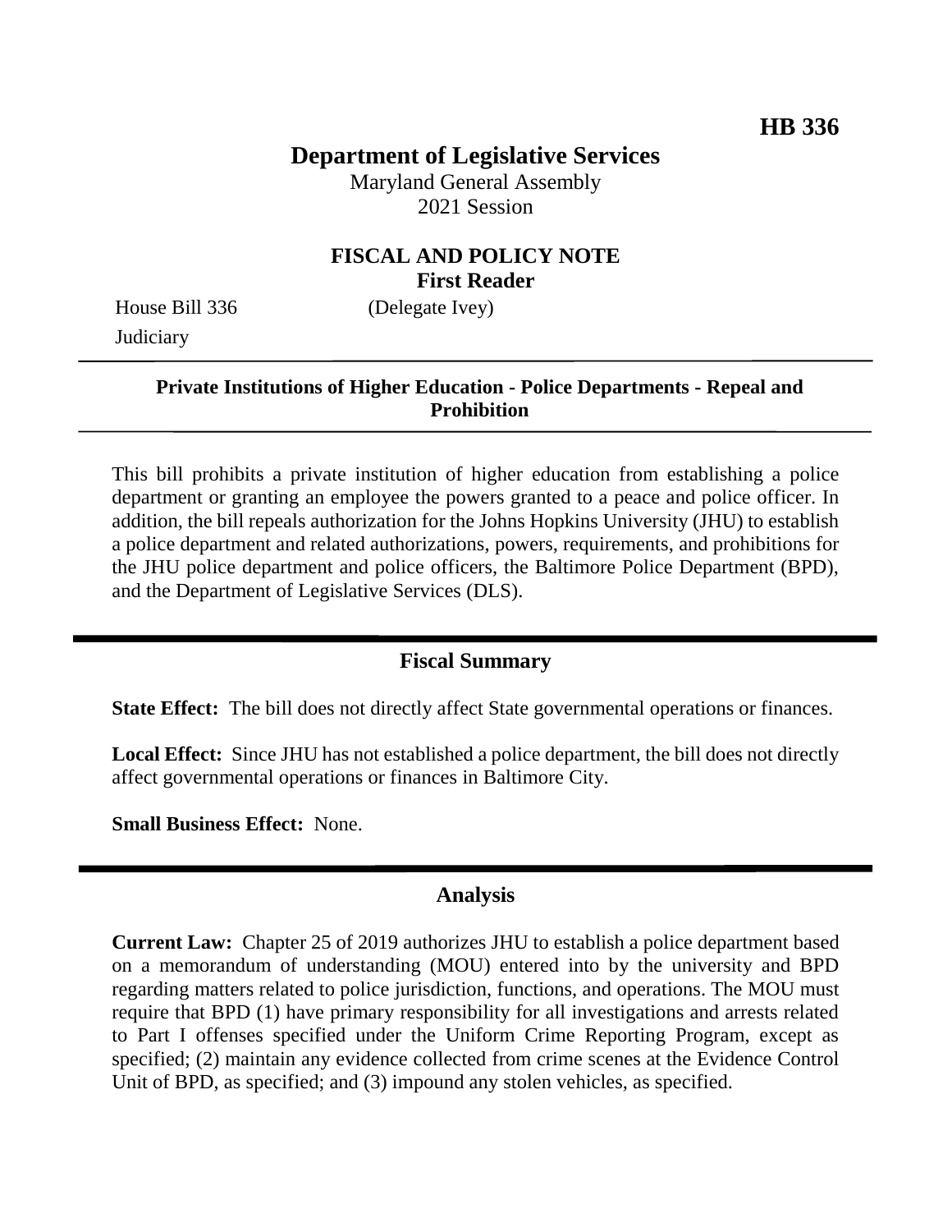**HB 336**

# Department of Legislative Services

Maryland General Assembly
2021 Session

## FISCAL AND POLICY NOTE
**First Reader**

House Bill 336 (Delegate Ivey)
Judiciary

---

**Private Institutions of Higher Education - Police Departments - Repeal and Prohibition**

---

This bill prohibits a private institution of higher education from establishing a police department or granting an employee the powers granted to a peace and police officer. In addition, the bill repeals authorization for the Johns Hopkins University (JHU) to establish a police department and related authorizations, powers, requirements, and prohibitions for the JHU police department and police officers, the Baltimore Police Department (BPD), and the Department of Legislative Services (DLS).

---

## Fiscal Summary

**State Effect:** The bill does not directly affect State governmental operations or finances.

**Local Effect:** Since JHU has not established a police department, the bill does not directly affect governmental operations or finances in Baltimore City.

**Small Business Effect:** None.

---

## Analysis

**Current Law:** Chapter 25 of 2019 authorizes JHU to establish a police department based on a memorandum of understanding (MOU) entered into by the university and BPD regarding matters related to police jurisdiction, functions, and operations. The MOU must require that BPD (1) have primary responsibility for all investigations and arrests related to Part I offenses specified under the Uniform Crime Reporting Program, except as specified; (2) maintain any evidence collected from crime scenes at the Evidence Control Unit of BPD, as specified; and (3) impound any stolen vehicles, as specified.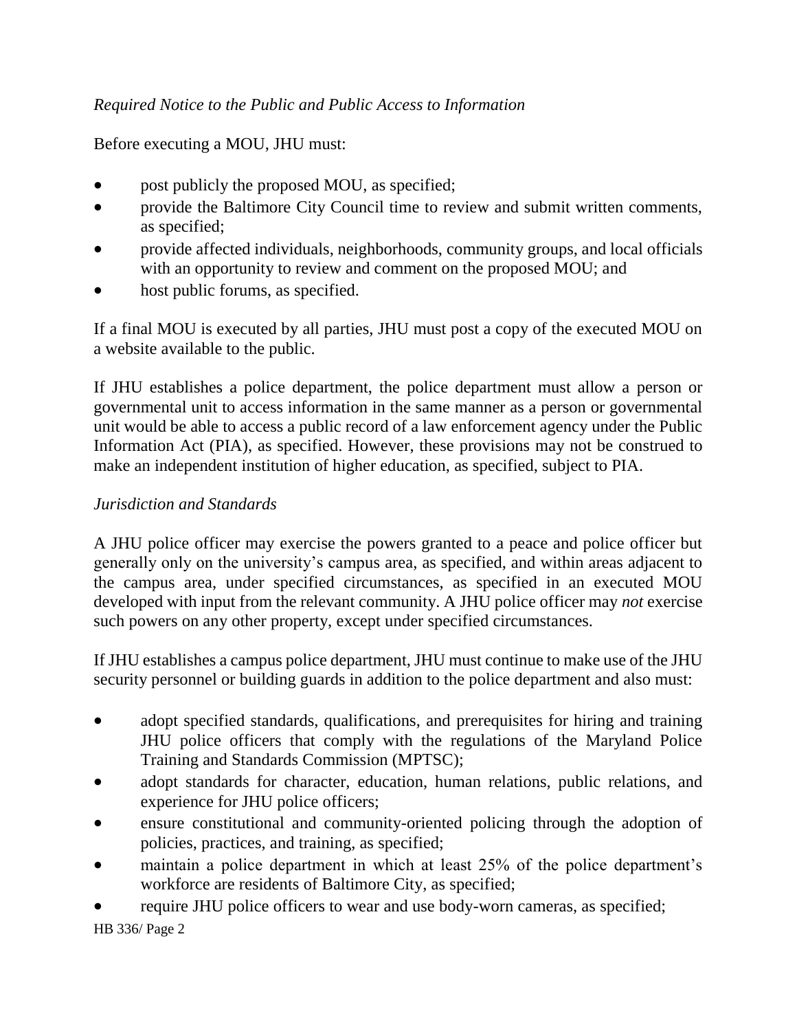*Required Notice to the Public and Public Access to Information*

Before executing a MOU, JHU must:

- post publicly the proposed MOU, as specified;
- provide the Baltimore City Council time to review and submit written comments, as specified;
- provide affected individuals, neighborhoods, community groups, and local officials with an opportunity to review and comment on the proposed MOU; and
- host public forums, as specified.

If a final MOU is executed by all parties, JHU must post a copy of the executed MOU on a website available to the public.

If JHU establishes a police department, the police department must allow a person or governmental unit to access information in the same manner as a person or governmental unit would be able to access a public record of a law enforcement agency under the Public Information Act (PIA), as specified. However, these provisions may not be construed to make an independent institution of higher education, as specified, subject to PIA.

*Jurisdiction and Standards*

A JHU police officer may exercise the powers granted to a peace and police officer but generally only on the university's campus area, as specified, and within areas adjacent to the campus area, under specified circumstances, as specified in an executed MOU developed with input from the relevant community. A JHU police officer may *not* exercise such powers on any other property, except under specified circumstances.

If JHU establishes a campus police department, JHU must continue to make use of the JHU security personnel or building guards in addition to the police department and also must:

- adopt specified standards, qualifications, and prerequisites for hiring and training JHU police officers that comply with the regulations of the Maryland Police Training and Standards Commission (MPTSC);
- adopt standards for character, education, human relations, public relations, and experience for JHU police officers;
- ensure constitutional and community-oriented policing through the adoption of policies, practices, and training, as specified;
- maintain a police department in which at least 25% of the police department's workforce are residents of Baltimore City, as specified;
- require JHU police officers to wear and use body-worn cameras, as specified;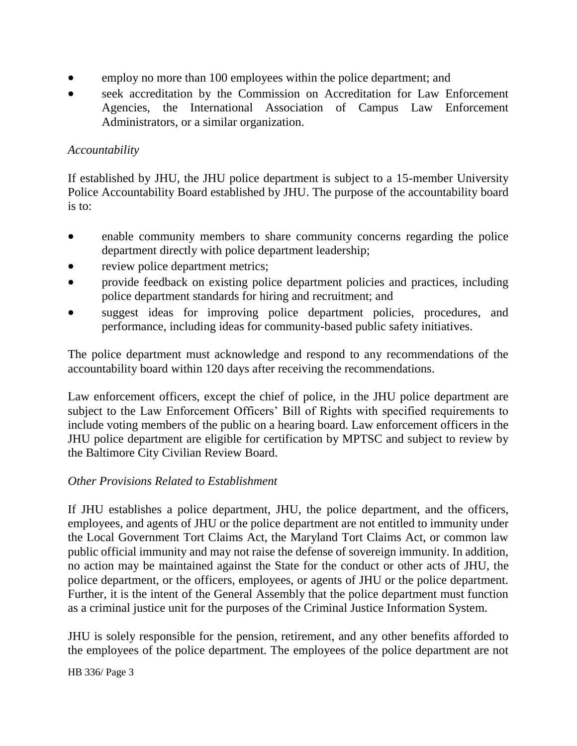- employ no more than 100 employees within the police department; and
- seek accreditation by the Commission on Accreditation for Law Enforcement Agencies, the International Association of Campus Law Enforcement Administrators, or a similar organization.

*Accountability*

If established by JHU, the JHU police department is subject to a 15-member University Police Accountability Board established by JHU. The purpose of the accountability board is to:

- enable community members to share community concerns regarding the police department directly with police department leadership;
- review police department metrics;
- provide feedback on existing police department policies and practices, including police department standards for hiring and recruitment; and
- suggest ideas for improving police department policies, procedures, and performance, including ideas for community-based public safety initiatives.

The police department must acknowledge and respond to any recommendations of the accountability board within 120 days after receiving the recommendations.

Law enforcement officers, except the chief of police, in the JHU police department are subject to the Law Enforcement Officers' Bill of Rights with specified requirements to include voting members of the public on a hearing board. Law enforcement officers in the JHU police department are eligible for certification by MPTSC and subject to review by the Baltimore City Civilian Review Board.

*Other Provisions Related to Establishment*

If JHU establishes a police department, JHU, the police department, and the officers, employees, and agents of JHU or the police department are not entitled to immunity under the Local Government Tort Claims Act, the Maryland Tort Claims Act, or common law public official immunity and may not raise the defense of sovereign immunity. In addition, no action may be maintained against the State for the conduct or other acts of JHU, the police department, or the officers, employees, or agents of JHU or the police department. Further, it is the intent of the General Assembly that the police department must function as a criminal justice unit for the purposes of the Criminal Justice Information System.

JHU is solely responsible for the pension, retirement, and any other benefits afforded to the employees of the police department. The employees of the police department are not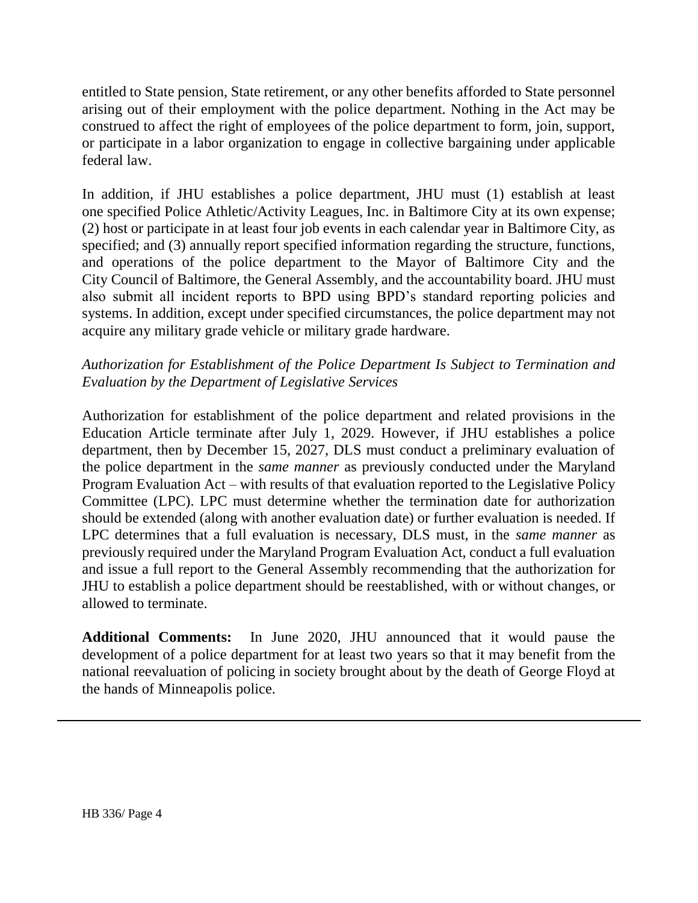entitled to State pension, State retirement, or any other benefits afforded to State personnel arising out of their employment with the police department. Nothing in the Act may be construed to affect the right of employees of the police department to form, join, support, or participate in a labor organization to engage in collective bargaining under applicable federal law.

In addition, if JHU establishes a police department, JHU must (1) establish at least one specified Police Athletic/Activity Leagues, Inc. in Baltimore City at its own expense; (2) host or participate in at least four job events in each calendar year in Baltimore City, as specified; and (3) annually report specified information regarding the structure, functions, and operations of the police department to the Mayor of Baltimore City and the City Council of Baltimore, the General Assembly, and the accountability board. JHU must also submit all incident reports to BPD using BPD's standard reporting policies and systems. In addition, except under specified circumstances, the police department may not acquire any military grade vehicle or military grade hardware.

*Authorization for Establishment of the Police Department Is Subject to Termination and Evaluation by the Department of Legislative Services*

Authorization for establishment of the police department and related provisions in the Education Article terminate after July 1, 2029. However, if JHU establishes a police department, then by December 15, 2027, DLS must conduct a preliminary evaluation of the police department in the *same manner* as previously conducted under the Maryland Program Evaluation Act – with results of that evaluation reported to the Legislative Policy Committee (LPC). LPC must determine whether the termination date for authorization should be extended (along with another evaluation date) or further evaluation is needed. If LPC determines that a full evaluation is necessary, DLS must, in the *same manner* as previously required under the Maryland Program Evaluation Act, conduct a full evaluation and issue a full report to the General Assembly recommending that the authorization for JHU to establish a police department should be reestablished, with or without changes, or allowed to terminate.

**Additional Comments:** In June 2020, JHU announced that it would pause the development of a police department for at least two years so that it may benefit from the national reevaluation of policing in society brought about by the death of George Floyd at the hands of Minneapolis police.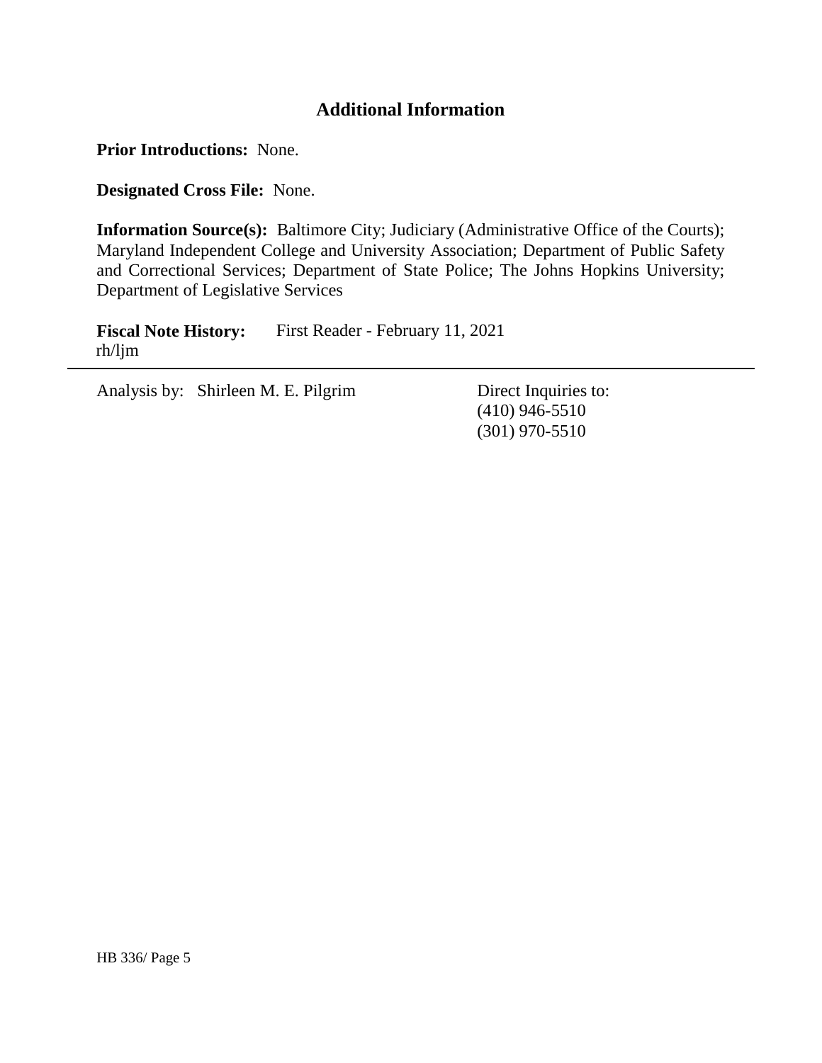## Additional Information

**Prior Introductions:** None.

**Designated Cross File:** None.

**Information Source(s):** Baltimore City; Judiciary (Administrative Office of the Courts); Maryland Independent College and University Association; Department of Public Safety and Correctional Services; Department of State Police; The Johns Hopkins University; Department of Legislative Services

**Fiscal Note History:** First Reader - February 11, 2021
rh/ljm

---

Analysis by: Shirleen M. E. Pilgrim

Direct Inquiries to:
(410) 946-5510
(301) 970-5510